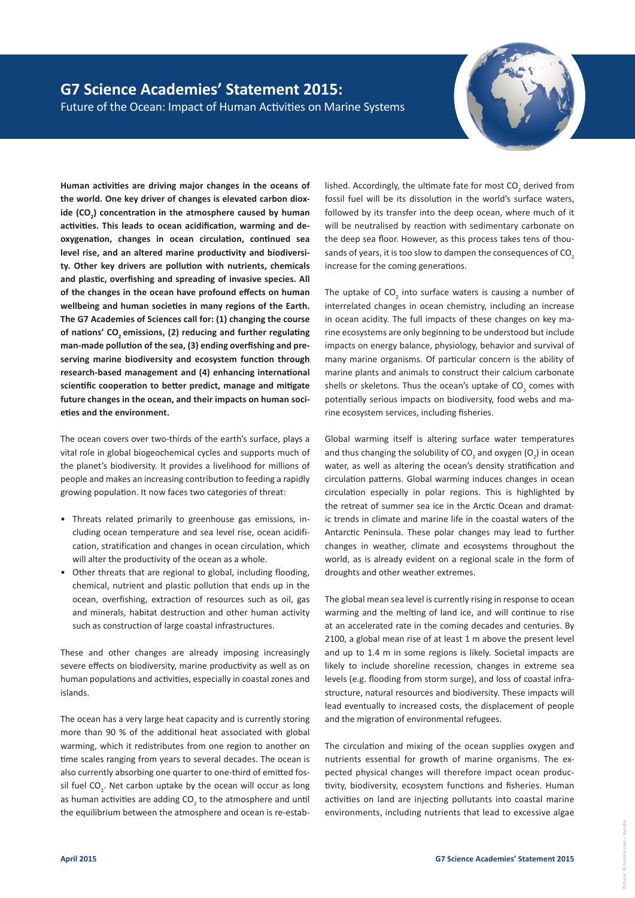# G7 Science Academies' Statement 2015:

Future of the Ocean: Impact of Human Activities on Marine Systems

**Human activities are driving major changes in the oceans of the world. One key driver of changes is elevated carbon dioxide ($CO_2$) concentration in the atmosphere caused by human activities. This leads to ocean acidification, warming and deoxygenation, changes in ocean circulation, continued sea level rise, and an altered marine productivity and biodiversity. Other key drivers are pollution with nutrients, chemicals and plastic, overfishing and spreading of invasive species. All of the changes in the ocean have profound effects on human wellbeing and human societies in many regions of the Earth. The G7 Academies of Sciences call for: (1) changing the course of nations' $CO_2$ emissions, (2) reducing and further regulating man-made pollution of the sea, (3) ending overfishing and preserving marine biodiversity and ecosystem function through research-based management and (4) enhancing international scientific cooperation to better predict, manage and mitigate future changes in the ocean, and their impacts on human societies and the environment.**

The ocean covers over two-thirds of the earth's surface, plays a vital role in global biogeochemical cycles and supports much of the planet's biodiversity. It provides a livelihood for millions of people and makes an increasing contribution to feeding a rapidly growing population. It now faces two categories of threat:

- Threats related primarily to greenhouse gas emissions, including ocean temperature and sea level rise, ocean acidification, stratification and changes in ocean circulation, which will alter the productivity of the ocean as a whole.
- Other threats that are regional to global, including flooding, chemical, nutrient and plastic pollution that ends up in the ocean, overfishing, extraction of resources such as oil, gas and minerals, habitat destruction and other human activity such as construction of large coastal infrastructures.

These and other changes are already imposing increasingly severe effects on biodiversity, marine productivity as well as on human populations and activities, especially in coastal zones and islands.

The ocean has a very large heat capacity and is currently storing more than 90 % of the additional heat associated with global warming, which it redistributes from one region to another on time scales ranging from years to several decades. The ocean is also currently absorbing one quarter to one-third of emitted fossil fuel $CO_2$. Net carbon uptake by the ocean will occur as long as human activities are adding $CO_2$ to the atmosphere and until the equilibrium between the atmosphere and ocean is re-established. Accordingly, the ultimate fate for most $CO_2$ derived from fossil fuel will be its dissolution in the world's surface waters, followed by its transfer into the deep ocean, where much of it will be neutralised by reaction with sedimentary carbonate on the deep sea floor. However, as this process takes tens of thousands of years, it is too slow to dampen the consequences of $CO_2$ increase for the coming generations.

The uptake of $CO_2$ into surface waters is causing a number of interrelated changes in ocean chemistry, including an increase in ocean acidity. The full impacts of these changes on key marine ecosystems are only beginning to be understood but include impacts on energy balance, physiology, behavior and survival of many marine organisms. Of particular concern is the ability of marine plants and animals to construct their calcium carbonate shells or skeletons. Thus the ocean's uptake of $CO_2$ comes with potentially serious impacts on biodiversity, food webs and marine ecosystem services, including fisheries.

Global warming itself is altering surface water temperatures and thus changing the solubility of $CO_2$ and oxygen ($O_2$) in ocean water, as well as altering the ocean's density stratification and circulation patterns. Global warming induces changes in ocean circulation especially in polar regions. This is highlighted by the retreat of summer sea ice in the Arctic Ocean and dramatic trends in climate and marine life in the coastal waters of the Antarctic Peninsula. These polar changes may lead to further changes in weather, climate and ecosystems throughout the world, as is already evident on a regional scale in the form of droughts and other weather extremes.

The global mean sea level is currently rising in response to ocean warming and the melting of land ice, and will continue to rise at an accelerated rate in the coming decades and centuries. By 2100, a global mean rise of at least 1 m above the present level and up to 1.4 m in some regions is likely. Societal impacts are likely to include shoreline recession, changes in extreme sea levels (e.g. flooding from storm surge), and loss of coastal infrastructure, natural resources and biodiversity. These impacts will lead eventually to increased costs, the displacement of people and the migration of environmental refugees.

The circulation and mixing of the ocean supplies oxygen and nutrients essential for growth of marine organisms. The expected physical changes will therefore impact ocean productivity, biodiversity, ecosystem functions and fisheries. Human activities on land are injecting pollutants into coastal marine environments, including nutrients that lead to excessive algae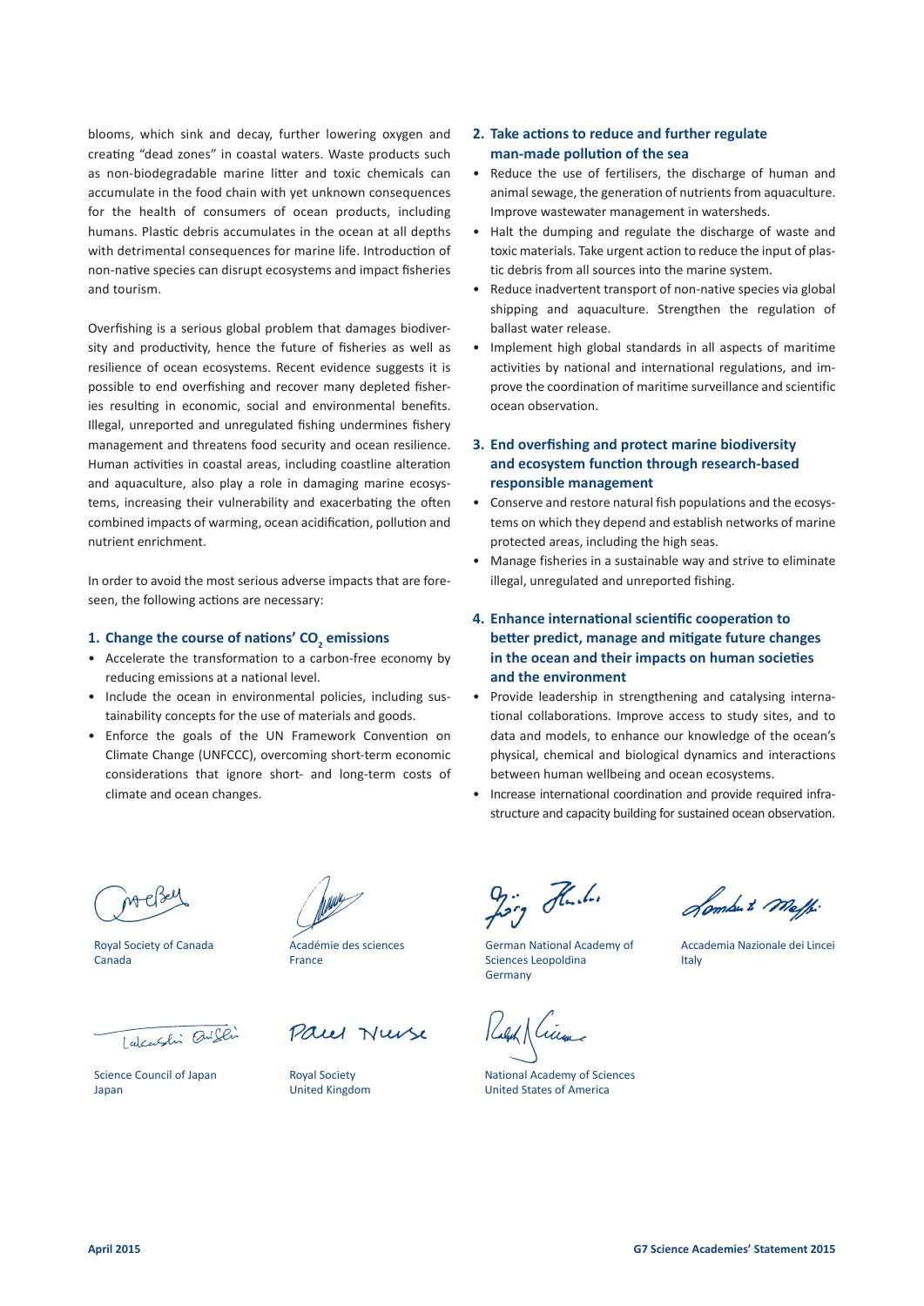blooms, which sink and decay, further lowering oxygen and creating "dead zones" in coastal waters. Waste products such as non-biodegradable marine litter and toxic chemicals can accumulate in the food chain with yet unknown consequences for the health of consumers of ocean products, including humans. Plastic debris accumulates in the ocean at all depths with detrimental consequences for marine life. Introduction of non-native species can disrupt ecosystems and impact fisheries and tourism.

Overfishing is a serious global problem that damages biodiversity and productivity, hence the future of fisheries as well as resilience of ocean ecosystems. Recent evidence suggests it is possible to end overfishing and recover many depleted fisheries resulting in economic, social and environmental benefits. Illegal, unreported and unregulated fishing undermines fishery management and threatens food security and ocean resilience. Human activities in coastal areas, including coastline alteration and aquaculture, also play a role in damaging marine ecosystems, increasing their vulnerability and exacerbating the often combined impacts of warming, ocean acidification, pollution and nutrient enrichment.

In order to avoid the most serious adverse impacts that are foreseen, the following actions are necessary:

### 1. Change the course of nations' $CO_2$ emissions

- Accelerate the transformation to a carbon-free economy by reducing emissions at a national level.
- Include the ocean in environmental policies, including sustainability concepts for the use of materials and goods.
- Enforce the goals of the UN Framework Convention on Climate Change (UNFCCC), overcoming short-term economic considerations that ignore short- and long-term costs of climate and ocean changes.

### 2. Take actions to reduce and further regulate man-made pollution of the sea

- Reduce the use of fertilisers, the discharge of human and animal sewage, the generation of nutrients from aquaculture. Improve wastewater management in watersheds.
- Halt the dumping and regulate the discharge of waste and toxic materials. Take urgent action to reduce the input of plastic debris from all sources into the marine system.
- Reduce inadvertent transport of non-native species via global shipping and aquaculture. Strengthen the regulation of ballast water release.
- Implement high global standards in all aspects of maritime activities by national and international regulations, and improve the coordination of maritime surveillance and scientific ocean observation.

### 3. End overfishing and protect marine biodiversity and ecosystem function through research-based responsible management

- Conserve and restore natural fish populations and the ecosystems on which they depend and establish networks of marine protected areas, including the high seas.
- Manage fisheries in a sustainable way and strive to eliminate illegal, unregulated and unreported fishing.

### 4. Enhance international scientific cooperation to better predict, manage and mitigate future changes in the ocean and their impacts on human societies and the environment

- Provide leadership in strengthening and catalysing international collaborations. Improve access to study sites, and to data and models, to enhance our knowledge of the ocean's physical, chemical and biological dynamics and interactions between human wellbeing and ocean ecosystems.
- Increase international coordination and provide required infrastructure and capacity building for sustained ocean observation.

Royal Society of Canada
Canada

Académie des sciences
France

German National Academy of Sciences Leopoldina
Germany

Accademia Nazionale dei Lincei
Italy

Science Council of Japan
Japan

Royal Society
United Kingdom

National Academy of Sciences
United States of America

April 2015

G7 Science Academies' Statement 2015